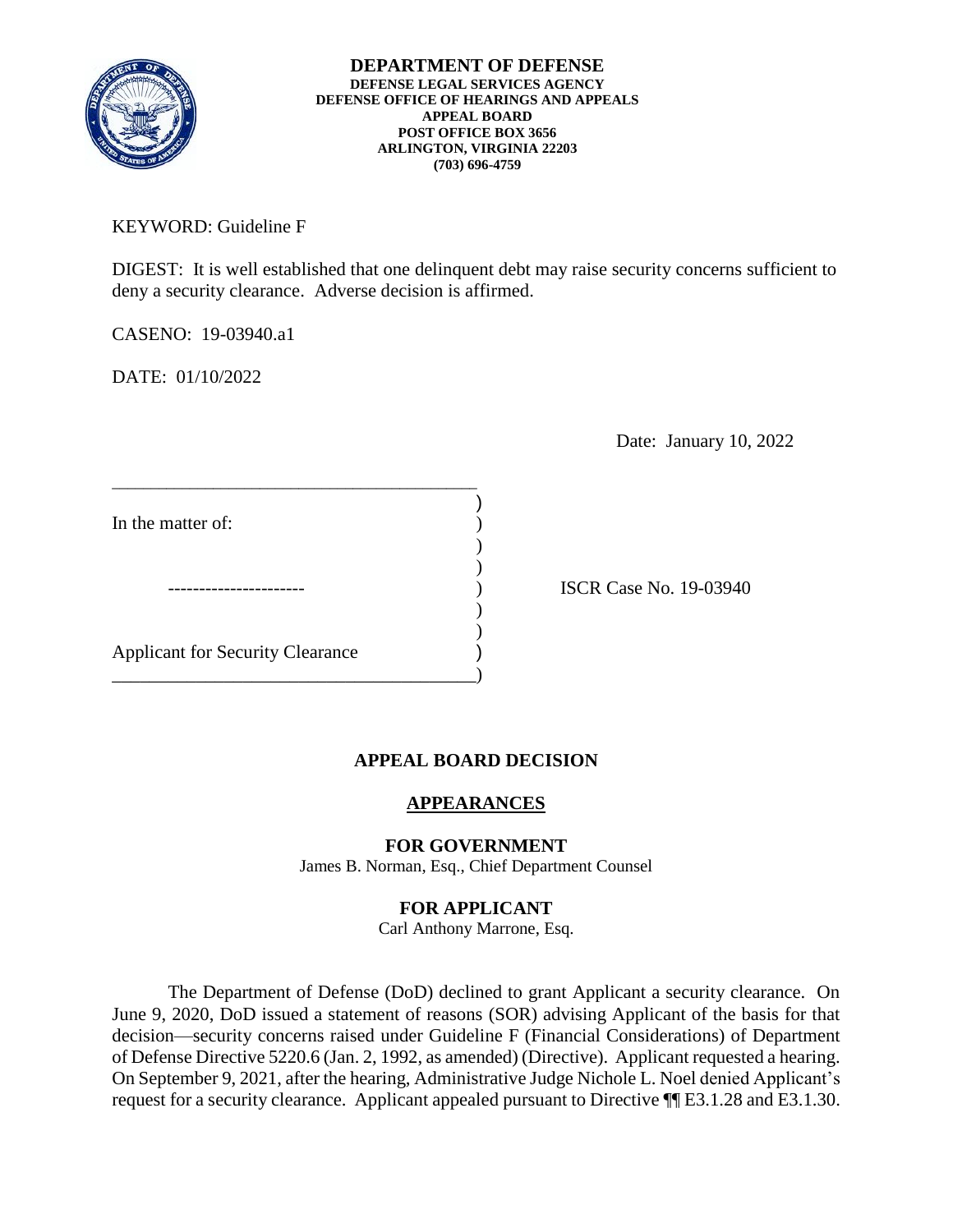**DEPARTMENT OF DEFENSE**
**DEFENSE LEGAL SERVICES AGENCY**
**DEFENSE OFFICE OF HEARINGS AND APPEALS**
**APPEAL BOARD**
**POST OFFICE BOX 3656**
**ARLINGTON, VIRGINIA 22203**
**(703) 696-4759**

KEYWORD: Guideline F

DIGEST: It is well established that one delinquent debt may raise security concerns sufficient to deny a security clearance. Adverse decision is affirmed.

CASENO: 19-03940.a1

DATE: 01/10/2022

Date: January 10, 2022

| | | |
|---|---|---|
| In the matter of: | ) | |
| ---------------------- | ) | ISCR Case No. 19-03940 |
| Applicant for Security Clearance | ) | |

## APPEAL BOARD DECISION

### APPEARANCES

**FOR GOVERNMENT**
James B. Norman, Esq., Chief Department Counsel

**FOR APPLICANT**
Carl Anthony Marrone, Esq.

The Department of Defense (DoD) declined to grant Applicant a security clearance. On June 9, 2020, DoD issued a statement of reasons (SOR) advising Applicant of the basis for that decision—security concerns raised under Guideline F (Financial Considerations) of Department of Defense Directive 5220.6 (Jan. 2, 1992, as amended) (Directive). Applicant requested a hearing. On September 9, 2021, after the hearing, Administrative Judge Nichole L. Noel denied Applicant's request for a security clearance. Applicant appealed pursuant to Directive ¶¶ E3.1.28 and E3.1.30.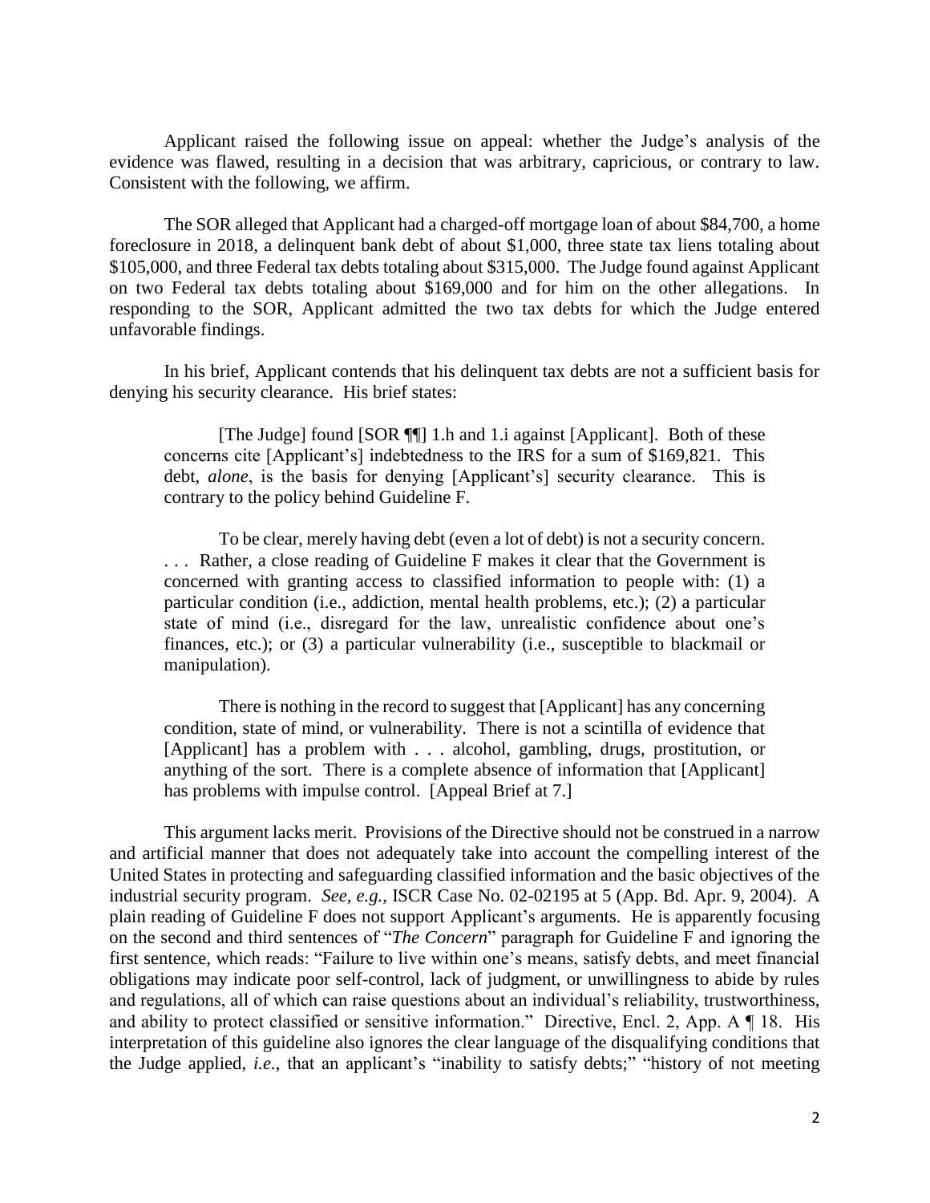Applicant raised the following issue on appeal: whether the Judge's analysis of the evidence was flawed, resulting in a decision that was arbitrary, capricious, or contrary to law. Consistent with the following, we affirm.

The SOR alleged that Applicant had a charged-off mortgage loan of about $84,700, a home foreclosure in 2018, a delinquent bank debt of about $1,000, three state tax liens totaling about $105,000, and three Federal tax debts totaling about $315,000. The Judge found against Applicant on two Federal tax debts totaling about $169,000 and for him on the other allegations. In responding to the SOR, Applicant admitted the two tax debts for which the Judge entered unfavorable findings.

In his brief, Applicant contends that his delinquent tax debts are not a sufficient basis for denying his security clearance. His brief states:

> [The Judge] found [SOR ¶¶] 1.h and 1.i against [Applicant]. Both of these concerns cite [Applicant's] indebtedness to the IRS for a sum of $169,821. This debt, *alone*, is the basis for denying [Applicant's] security clearance. This is contrary to the policy behind Guideline F.
>
> To be clear, merely having debt (even a lot of debt) is not a security concern. . . . Rather, a close reading of Guideline F makes it clear that the Government is concerned with granting access to classified information to people with: (1) a particular condition (i.e., addiction, mental health problems, etc.); (2) a particular state of mind (i.e., disregard for the law, unrealistic confidence about one's finances, etc.); or (3) a particular vulnerability (i.e., susceptible to blackmail or manipulation).
>
> There is nothing in the record to suggest that [Applicant] has any concerning condition, state of mind, or vulnerability. There is not a scintilla of evidence that [Applicant] has a problem with . . . alcohol, gambling, drugs, prostitution, or anything of the sort. There is a complete absence of information that [Applicant] has problems with impulse control. [Appeal Brief at 7.]

This argument lacks merit. Provisions of the Directive should not be construed in a narrow and artificial manner that does not adequately take into account the compelling interest of the United States in protecting and safeguarding classified information and the basic objectives of the industrial security program. *See, e.g.*, ISCR Case No. 02-02195 at 5 (App. Bd. Apr. 9, 2004). A plain reading of Guideline F does not support Applicant's arguments. He is apparently focusing on the second and third sentences of "*The Concern*" paragraph for Guideline F and ignoring the first sentence, which reads: "Failure to live within one's means, satisfy debts, and meet financial obligations may indicate poor self-control, lack of judgment, or unwillingness to abide by rules and regulations, all of which can raise questions about an individual's reliability, trustworthiness, and ability to protect classified or sensitive information." Directive, Encl. 2, App. A ¶ 18. His interpretation of this guideline also ignores the clear language of the disqualifying conditions that the Judge applied, *i.e.*, that an applicant's "inability to satisfy debts;" "history of not meeting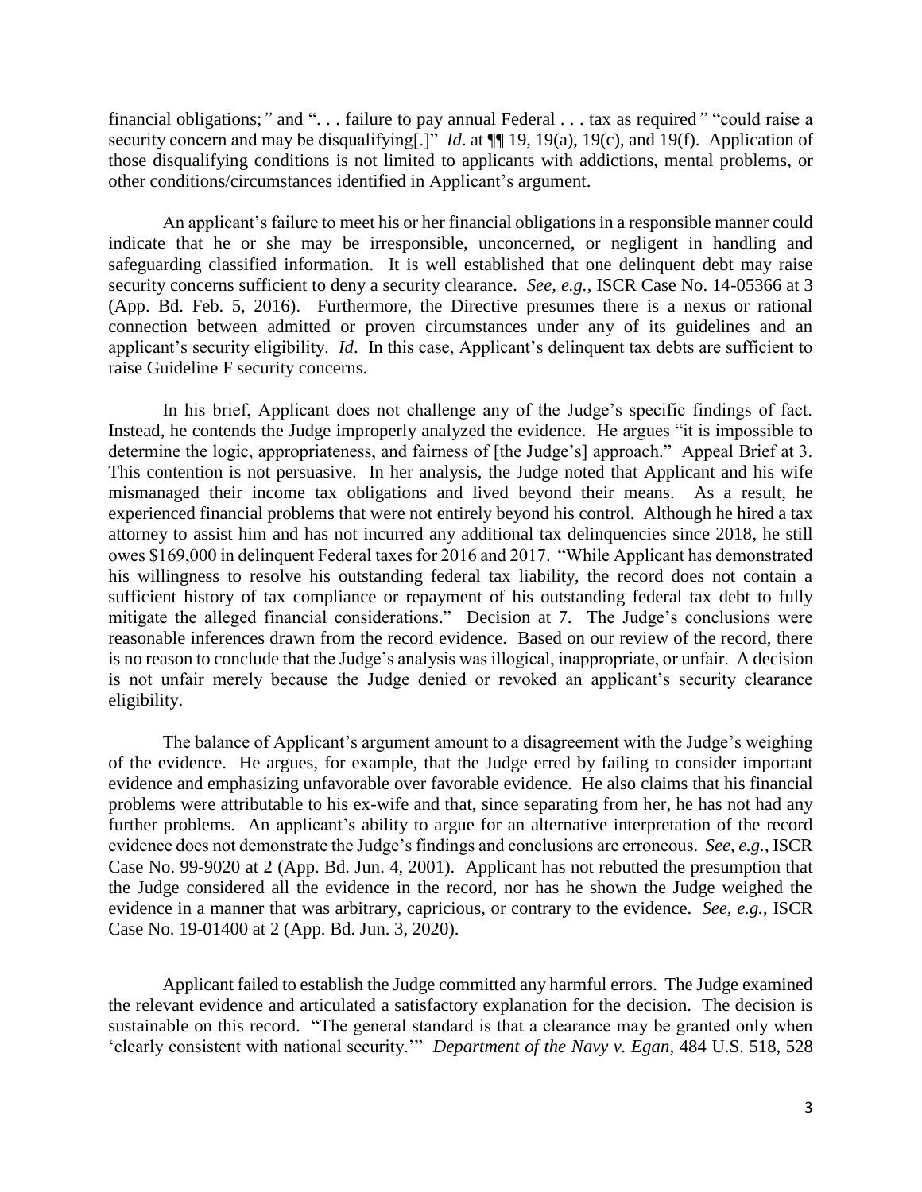financial obligations;" and ". . . failure to pay annual Federal . . . tax as required" "could raise a security concern and may be disqualifying[.]" *Id*. at ¶¶ 19, 19(a), 19(c), and 19(f). Application of those disqualifying conditions is not limited to applicants with addictions, mental problems, or other conditions/circumstances identified in Applicant's argument.

An applicant's failure to meet his or her financial obligations in a responsible manner could indicate that he or she may be irresponsible, unconcerned, or negligent in handling and safeguarding classified information. It is well established that one delinquent debt may raise security concerns sufficient to deny a security clearance. *See, e.g.*, ISCR Case No. 14-05366 at 3 (App. Bd. Feb. 5, 2016). Furthermore, the Directive presumes there is a nexus or rational connection between admitted or proven circumstances under any of its guidelines and an applicant's security eligibility. *Id*. In this case, Applicant's delinquent tax debts are sufficient to raise Guideline F security concerns.

In his brief, Applicant does not challenge any of the Judge's specific findings of fact. Instead, he contends the Judge improperly analyzed the evidence. He argues "it is impossible to determine the logic, appropriateness, and fairness of [the Judge's] approach." Appeal Brief at 3. This contention is not persuasive. In her analysis, the Judge noted that Applicant and his wife mismanaged their income tax obligations and lived beyond their means. As a result, he experienced financial problems that were not entirely beyond his control. Although he hired a tax attorney to assist him and has not incurred any additional tax delinquencies since 2018, he still owes $169,000 in delinquent Federal taxes for 2016 and 2017. "While Applicant has demonstrated his willingness to resolve his outstanding federal tax liability, the record does not contain a sufficient history of tax compliance or repayment of his outstanding federal tax debt to fully mitigate the alleged financial considerations." Decision at 7. The Judge's conclusions were reasonable inferences drawn from the record evidence. Based on our review of the record, there is no reason to conclude that the Judge's analysis was illogical, inappropriate, or unfair. A decision is not unfair merely because the Judge denied or revoked an applicant's security clearance eligibility.

The balance of Applicant's argument amount to a disagreement with the Judge's weighing of the evidence. He argues, for example, that the Judge erred by failing to consider important evidence and emphasizing unfavorable over favorable evidence. He also claims that his financial problems were attributable to his ex-wife and that, since separating from her, he has not had any further problems. An applicant's ability to argue for an alternative interpretation of the record evidence does not demonstrate the Judge's findings and conclusions are erroneous. *See, e.g.*, ISCR Case No. 99-9020 at 2 (App. Bd. Jun. 4, 2001). Applicant has not rebutted the presumption that the Judge considered all the evidence in the record, nor has he shown the Judge weighed the evidence in a manner that was arbitrary, capricious, or contrary to the evidence. *See, e.g.*, ISCR Case No. 19-01400 at 2 (App. Bd. Jun. 3, 2020).

Applicant failed to establish the Judge committed any harmful errors. The Judge examined the relevant evidence and articulated a satisfactory explanation for the decision. The decision is sustainable on this record. "The general standard is that a clearance may be granted only when 'clearly consistent with national security.'" *Department of the Navy v. Egan*, 484 U.S. 518, 528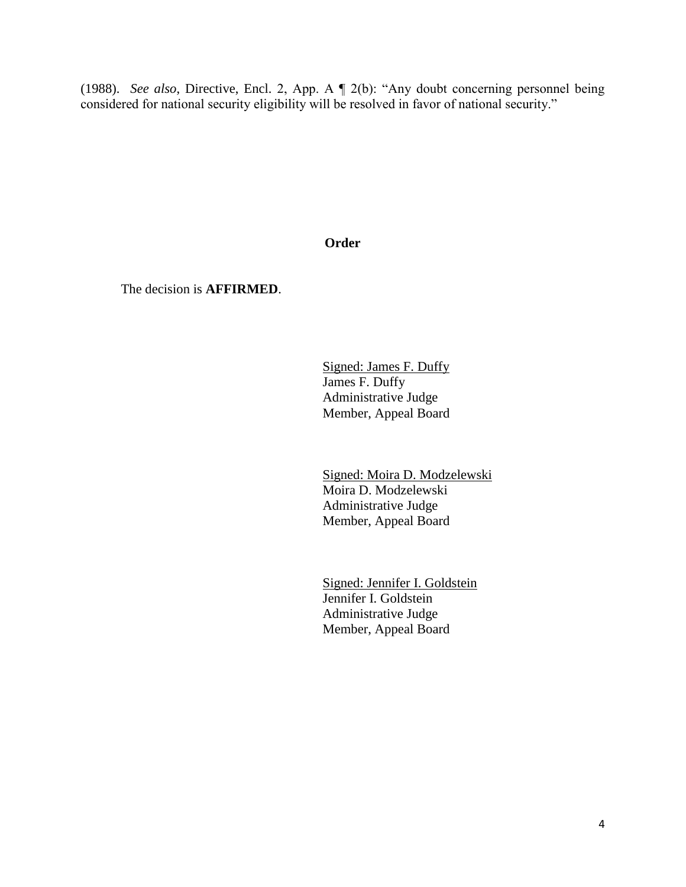(1988). *See also*, Directive, Encl. 2, App. A ¶ 2(b): "Any doubt concerning personnel being considered for national security eligibility will be resolved in favor of national security."

**Order**

The decision is **AFFIRMED**.

Signed: James F. Duffy
James F. Duffy
Administrative Judge
Member, Appeal Board

Signed: Moira D. Modzelewski
Moira D. Modzelewski
Administrative Judge
Member, Appeal Board

Signed: Jennifer I. Goldstein
Jennifer I. Goldstein
Administrative Judge
Member, Appeal Board